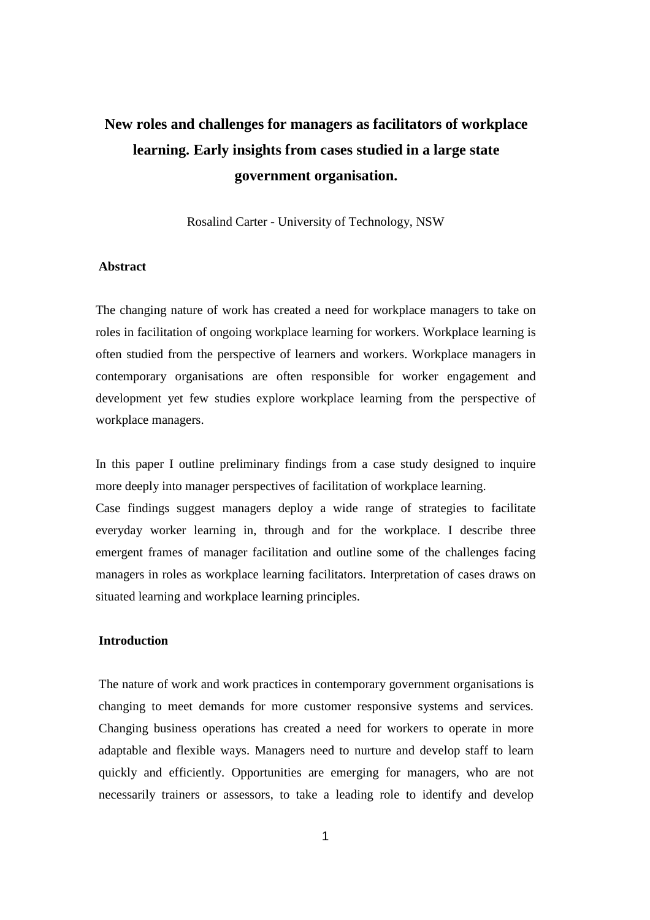# New roles and challenges for managers as facilitators of workplace learning. Early insights from cases studied in a large state government organisation.

Rosalind Carter - University of Technology, NSW

## Abstract

The changing nature of work has created a need for workplace managers to take on roles in facilitation of ongoing workplace learning for workers. Workplace learning is often studied from the perspective of learners and workers. Workplace managers in contemporary organisations are often responsible for worker engagement and development yet few studies explore workplace learning from the perspective of workplace managers.

In this paper I outline preliminary findings from a case study designed to inquire more deeply into manager perspectives of facilitation of workplace learning.
Case findings suggest managers deploy a wide range of strategies to facilitate everyday worker learning in, through and for the workplace. I describe three emergent frames of manager facilitation and outline some of the challenges facing managers in roles as workplace learning facilitators. Interpretation of cases draws on situated learning and workplace learning principles.

## Introduction

The nature of work and work practices in contemporary government organisations is changing to meet demands for more customer responsive systems and services. Changing business operations has created a need for workers to operate in more adaptable and flexible ways. Managers need to nurture and develop staff to learn quickly and efficiently. Opportunities are emerging for managers, who are not necessarily trainers or assessors, to take a leading role to identify and develop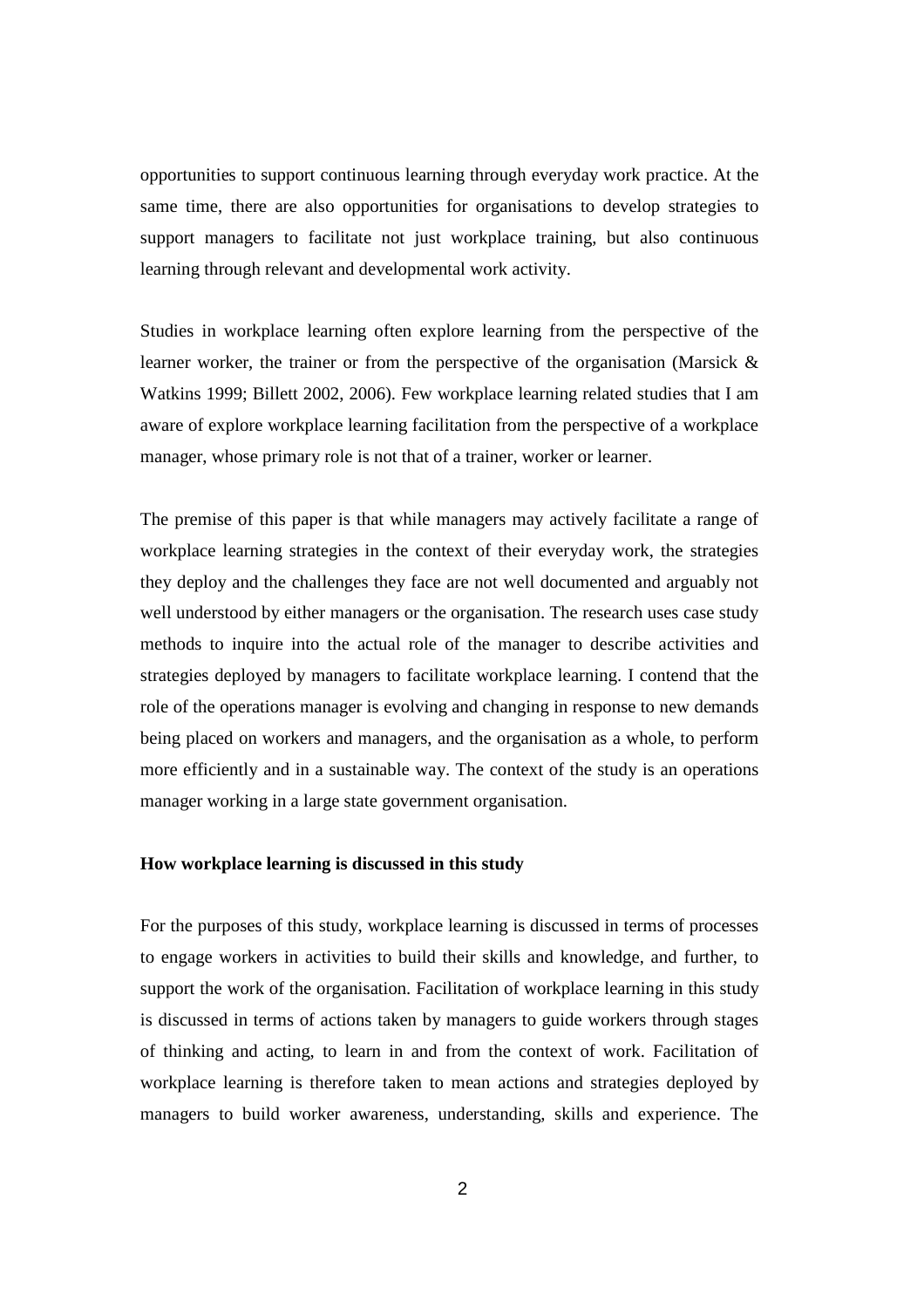opportunities to support continuous learning through everyday work practice. At the same time, there are also opportunities for organisations to develop strategies to support managers to facilitate not just workplace training, but also continuous learning through relevant and developmental work activity.

Studies in workplace learning often explore learning from the perspective of the learner worker, the trainer or from the perspective of the organisation (Marsick & Watkins 1999; Billett 2002, 2006). Few workplace learning related studies that I am aware of explore workplace learning facilitation from the perspective of a workplace manager, whose primary role is not that of a trainer, worker or learner.

The premise of this paper is that while managers may actively facilitate a range of workplace learning strategies in the context of their everyday work, the strategies they deploy and the challenges they face are not well documented and arguably not well understood by either managers or the organisation. The research uses case study methods to inquire into the actual role of the manager to describe activities and strategies deployed by managers to facilitate workplace learning. I contend that the role of the operations manager is evolving and changing in response to new demands being placed on workers and managers, and the organisation as a whole, to perform more efficiently and in a sustainable way. The context of the study is an operations manager working in a large state government organisation.

**How workplace learning is discussed in this study**

For the purposes of this study, workplace learning is discussed in terms of processes to engage workers in activities to build their skills and knowledge, and further, to support the work of the organisation. Facilitation of workplace learning in this study is discussed in terms of actions taken by managers to guide workers through stages of thinking and acting, to learn in and from the context of work. Facilitation of workplace learning is therefore taken to mean actions and strategies deployed by managers to build worker awareness, understanding, skills and experience. The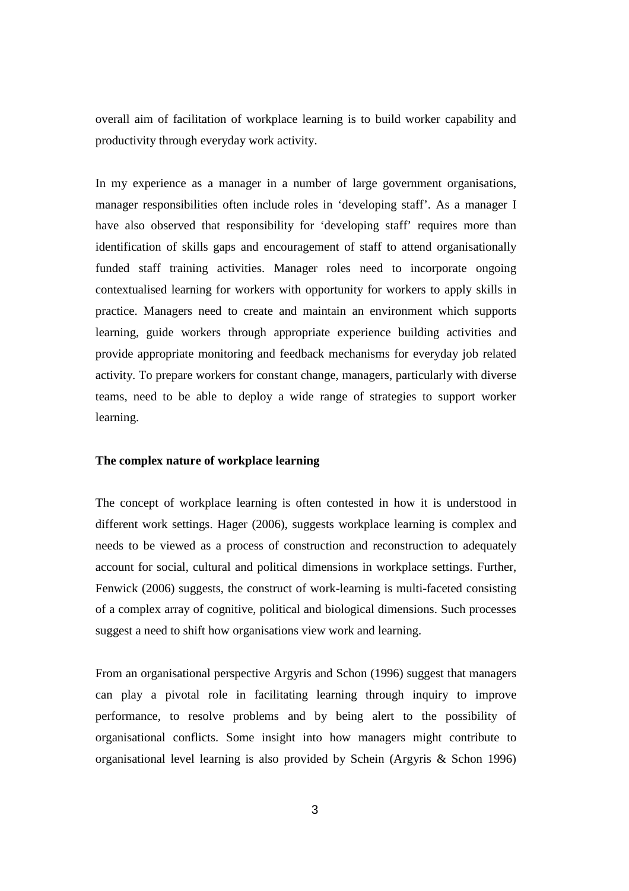overall aim of facilitation of workplace learning is to build worker capability and productivity through everyday work activity.

In my experience as a manager in a number of large government organisations, manager responsibilities often include roles in 'developing staff'. As a manager I have also observed that responsibility for 'developing staff' requires more than identification of skills gaps and encouragement of staff to attend organisationally funded staff training activities. Manager roles need to incorporate ongoing contextualised learning for workers with opportunity for workers to apply skills in practice. Managers need to create and maintain an environment which supports learning, guide workers through appropriate experience building activities and provide appropriate monitoring and feedback mechanisms for everyday job related activity. To prepare workers for constant change, managers, particularly with diverse teams, need to be able to deploy a wide range of strategies to support worker learning.

**The complex nature of workplace learning**

The concept of workplace learning is often contested in how it is understood in different work settings. Hager (2006), suggests workplace learning is complex and needs to be viewed as a process of construction and reconstruction to adequately account for social, cultural and political dimensions in workplace settings. Further, Fenwick (2006) suggests, the construct of work-learning is multi-faceted consisting of a complex array of cognitive, political and biological dimensions. Such processes suggest a need to shift how organisations view work and learning.

From an organisational perspective Argyris and Schon (1996) suggest that managers can play a pivotal role in facilitating learning through inquiry to improve performance, to resolve problems and by being alert to the possibility of organisational conflicts. Some insight into how managers might contribute to organisational level learning is also provided by Schein (Argyris & Schon 1996)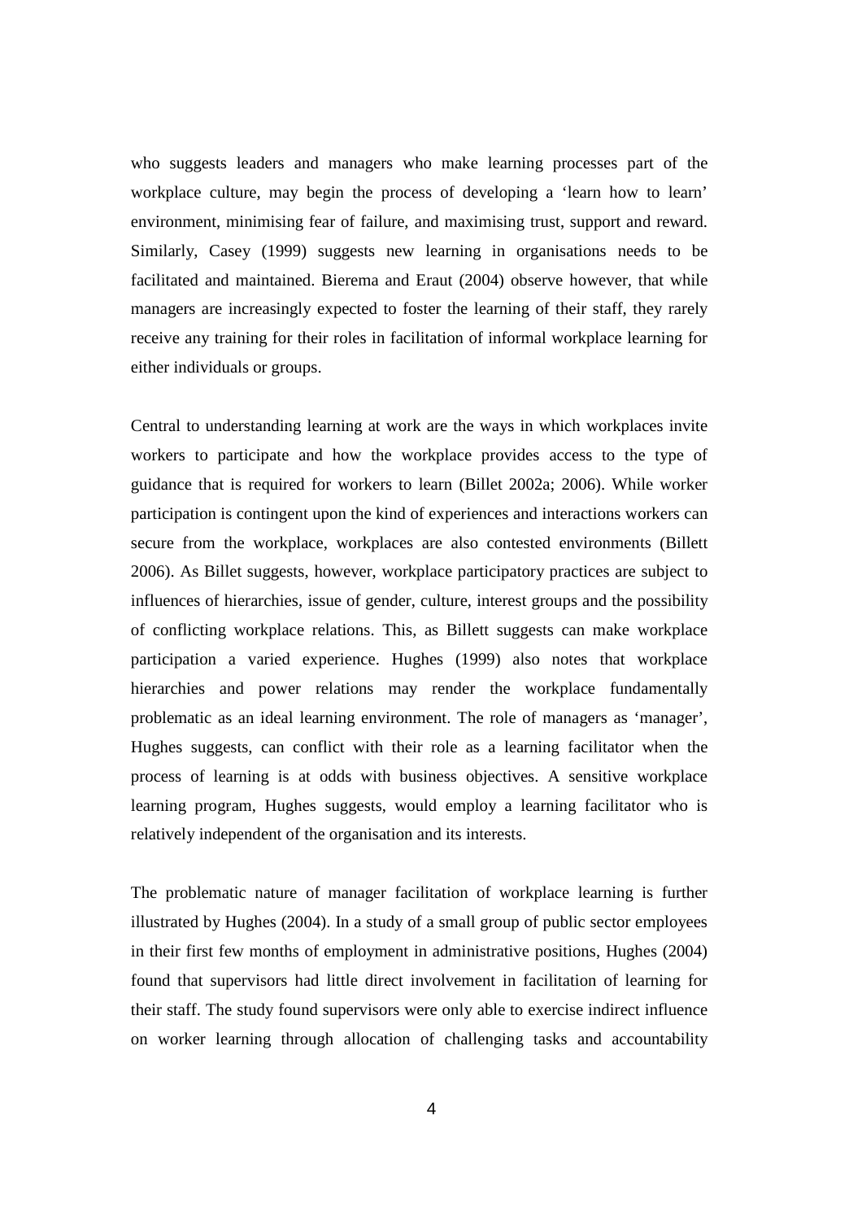who suggests leaders and managers who make learning processes part of the workplace culture, may begin the process of developing a 'learn how to learn' environment, minimising fear of failure, and maximising trust, support and reward. Similarly, Casey (1999) suggests new learning in organisations needs to be facilitated and maintained. Bierema and Eraut (2004) observe however, that while managers are increasingly expected to foster the learning of their staff, they rarely receive any training for their roles in facilitation of informal workplace learning for either individuals or groups.

Central to understanding learning at work are the ways in which workplaces invite workers to participate and how the workplace provides access to the type of guidance that is required for workers to learn (Billet 2002a; 2006). While worker participation is contingent upon the kind of experiences and interactions workers can secure from the workplace, workplaces are also contested environments (Billett 2006). As Billet suggests, however, workplace participatory practices are subject to influences of hierarchies, issue of gender, culture, interest groups and the possibility of conflicting workplace relations. This, as Billett suggests can make workplace participation a varied experience. Hughes (1999) also notes that workplace hierarchies and power relations may render the workplace fundamentally problematic as an ideal learning environment. The role of managers as 'manager', Hughes suggests, can conflict with their role as a learning facilitator when the process of learning is at odds with business objectives. A sensitive workplace learning program, Hughes suggests, would employ a learning facilitator who is relatively independent of the organisation and its interests.

The problematic nature of manager facilitation of workplace learning is further illustrated by Hughes (2004). In a study of a small group of public sector employees in their first few months of employment in administrative positions, Hughes (2004) found that supervisors had little direct involvement in facilitation of learning for their staff. The study found supervisors were only able to exercise indirect influence on worker learning through allocation of challenging tasks and accountability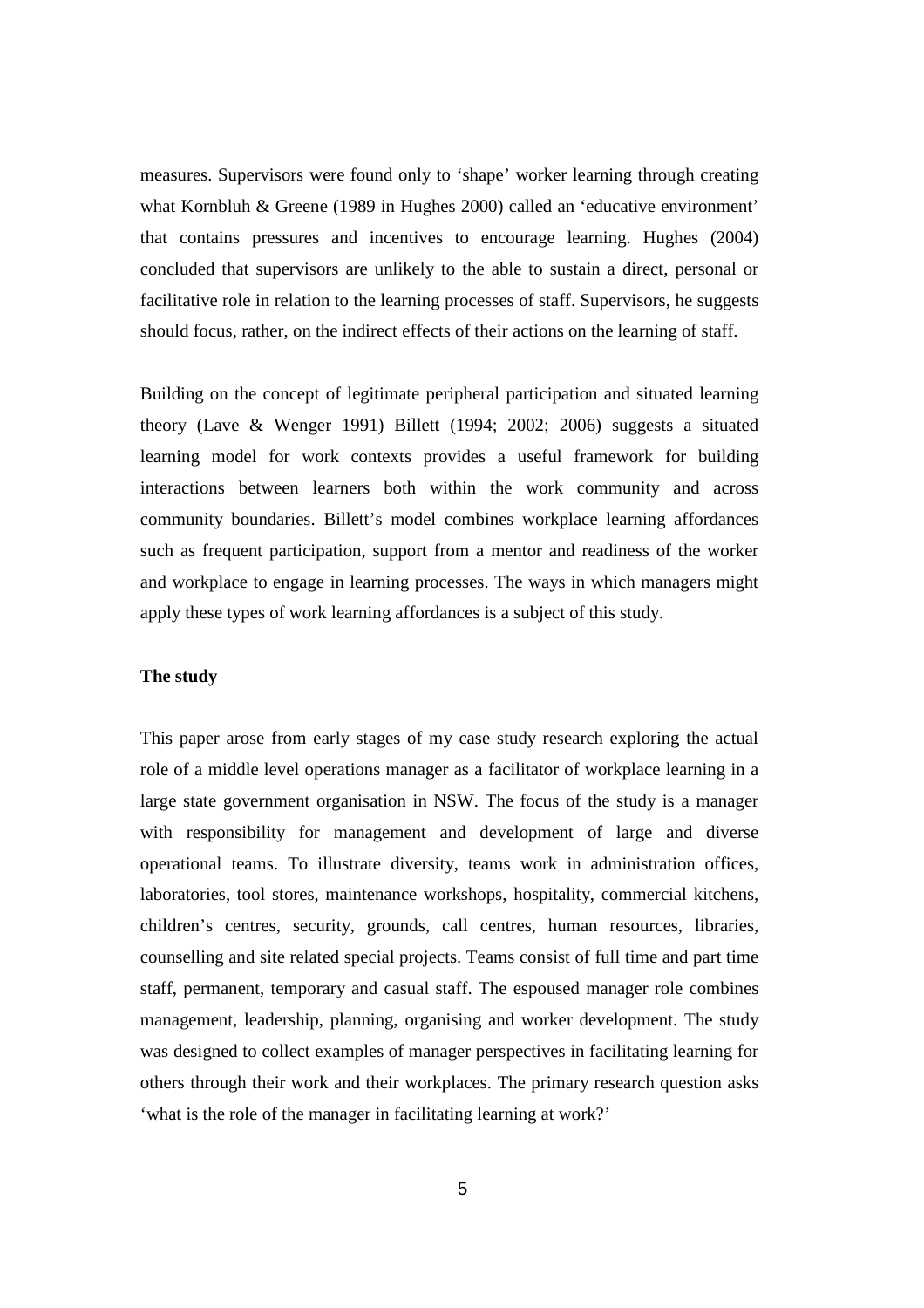measures. Supervisors were found only to 'shape' worker learning through creating what Kornbluh & Greene (1989 in Hughes 2000) called an 'educative environment' that contains pressures and incentives to encourage learning. Hughes (2004) concluded that supervisors are unlikely to the able to sustain a direct, personal or facilitative role in relation to the learning processes of staff. Supervisors, he suggests should focus, rather, on the indirect effects of their actions on the learning of staff.

Building on the concept of legitimate peripheral participation and situated learning theory (Lave & Wenger 1991) Billett (1994; 2002; 2006) suggests a situated learning model for work contexts provides a useful framework for building interactions between learners both within the work community and across community boundaries. Billett's model combines workplace learning affordances such as frequent participation, support from a mentor and readiness of the worker and workplace to engage in learning processes. The ways in which managers might apply these types of work learning affordances is a subject of this study.

**The study**

This paper arose from early stages of my case study research exploring the actual role of a middle level operations manager as a facilitator of workplace learning in a large state government organisation in NSW. The focus of the study is a manager with responsibility for management and development of large and diverse operational teams. To illustrate diversity, teams work in administration offices, laboratories, tool stores, maintenance workshops, hospitality, commercial kitchens, children's centres, security, grounds, call centres, human resources, libraries, counselling and site related special projects. Teams consist of full time and part time staff, permanent, temporary and casual staff. The espoused manager role combines management, leadership, planning, organising and worker development. The study was designed to collect examples of manager perspectives in facilitating learning for others through their work and their workplaces. The primary research question asks 'what is the role of the manager in facilitating learning at work?'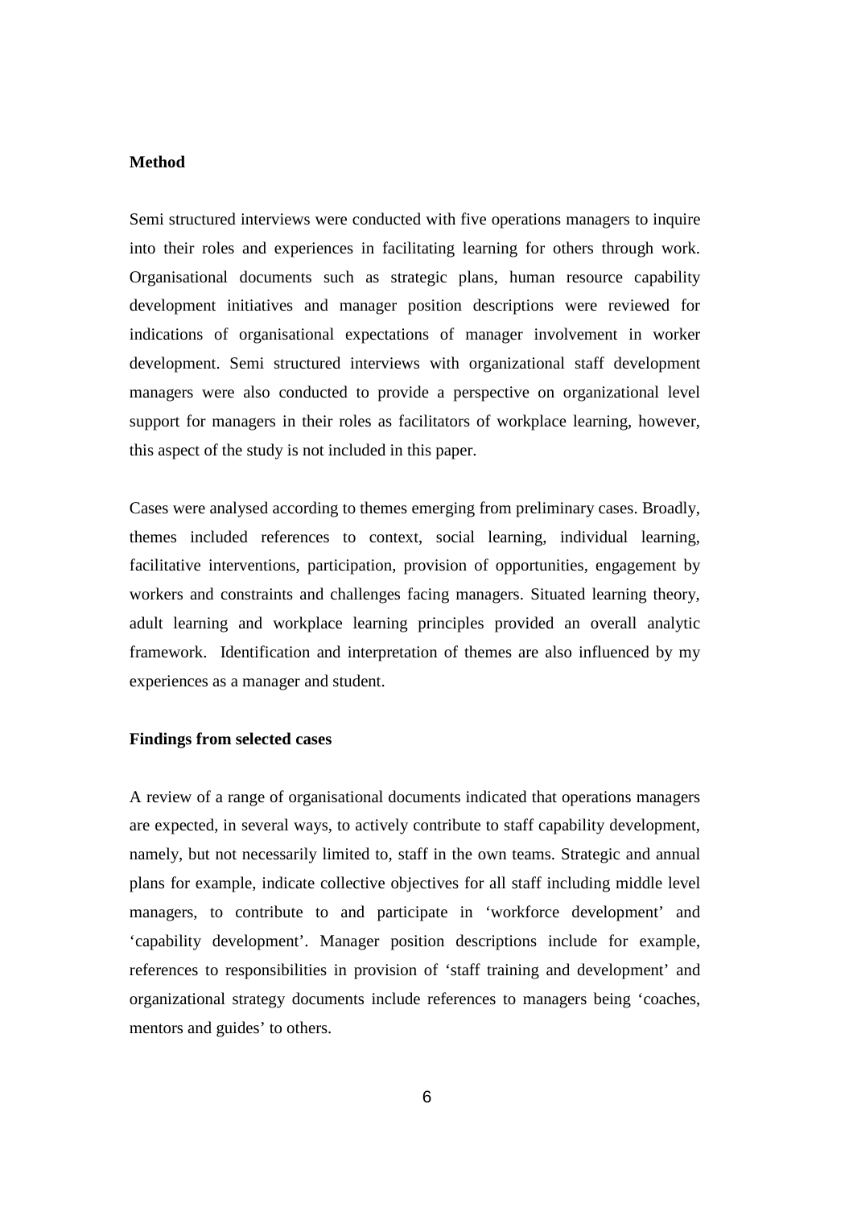**Method**

Semi structured interviews were conducted with five operations managers to inquire into their roles and experiences in facilitating learning for others through work. Organisational documents such as strategic plans, human resource capability development initiatives and manager position descriptions were reviewed for indications of organisational expectations of manager involvement in worker development. Semi structured interviews with organizational staff development managers were also conducted to provide a perspective on organizational level support for managers in their roles as facilitators of workplace learning, however, this aspect of the study is not included in this paper.

Cases were analysed according to themes emerging from preliminary cases. Broadly, themes included references to context, social learning, individual learning, facilitative interventions, participation, provision of opportunities, engagement by workers and constraints and challenges facing managers. Situated learning theory, adult learning and workplace learning principles provided an overall analytic framework. Identification and interpretation of themes are also influenced by my experiences as a manager and student.

**Findings from selected cases**

A review of a range of organisational documents indicated that operations managers are expected, in several ways, to actively contribute to staff capability development, namely, but not necessarily limited to, staff in the own teams. Strategic and annual plans for example, indicate collective objectives for all staff including middle level managers, to contribute to and participate in 'workforce development' and 'capability development'. Manager position descriptions include for example, references to responsibilities in provision of 'staff training and development' and organizational strategy documents include references to managers being 'coaches, mentors and guides' to others.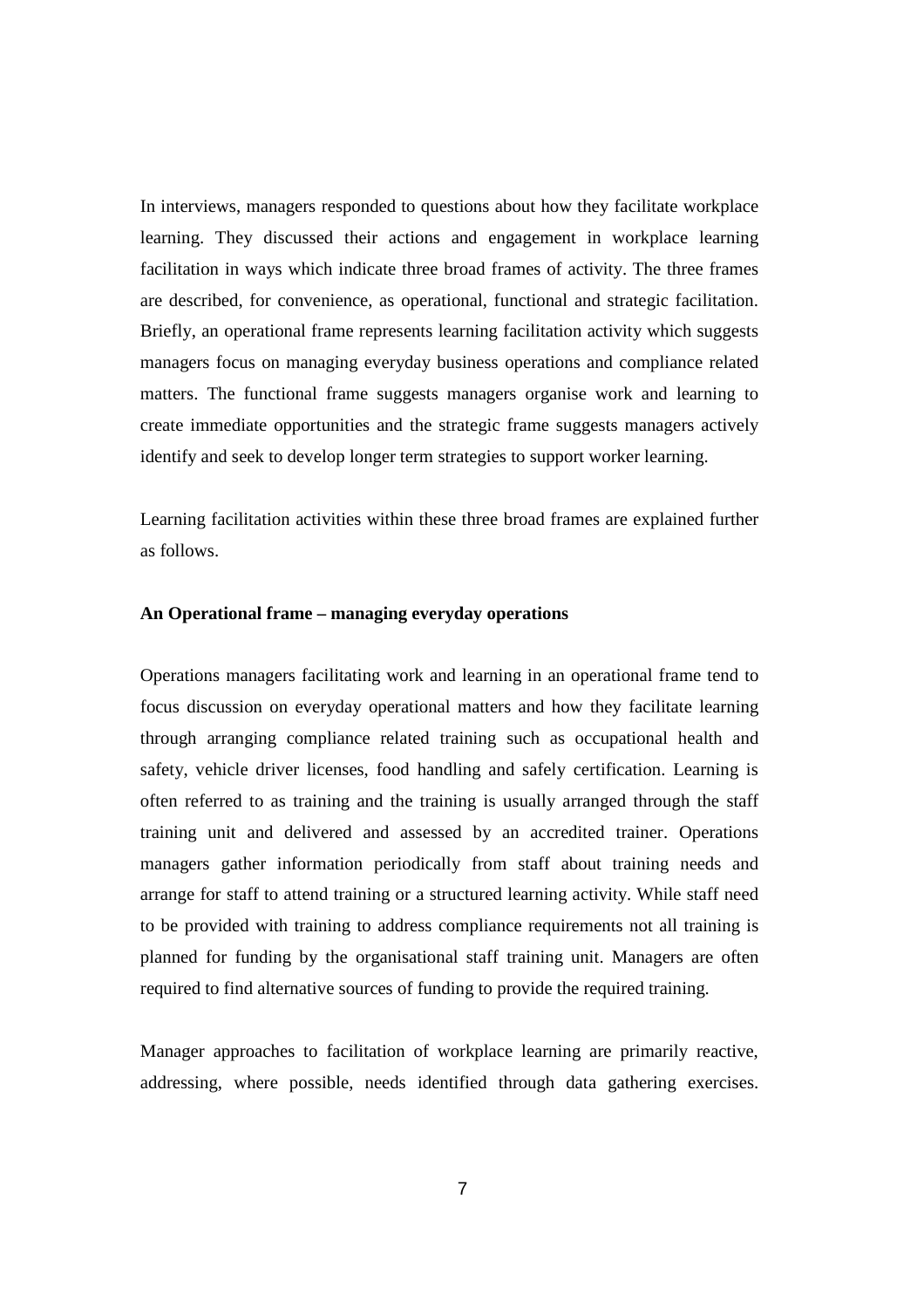In interviews, managers responded to questions about how they facilitate workplace learning. They discussed their actions and engagement in workplace learning facilitation in ways which indicate three broad frames of activity. The three frames are described, for convenience, as operational, functional and strategic facilitation. Briefly, an operational frame represents learning facilitation activity which suggests managers focus on managing everyday business operations and compliance related matters. The functional frame suggests managers organise work and learning to create immediate opportunities and the strategic frame suggests managers actively identify and seek to develop longer term strategies to support worker learning.

Learning facilitation activities within these three broad frames are explained further as follows.

**An Operational frame – managing everyday operations**

Operations managers facilitating work and learning in an operational frame tend to focus discussion on everyday operational matters and how they facilitate learning through arranging compliance related training such as occupational health and safety, vehicle driver licenses, food handling and safely certification. Learning is often referred to as training and the training is usually arranged through the staff training unit and delivered and assessed by an accredited trainer. Operations managers gather information periodically from staff about training needs and arrange for staff to attend training or a structured learning activity. While staff need to be provided with training to address compliance requirements not all training is planned for funding by the organisational staff training unit. Managers are often required to find alternative sources of funding to provide the required training.

Manager approaches to facilitation of workplace learning are primarily reactive, addressing, where possible, needs identified through data gathering exercises.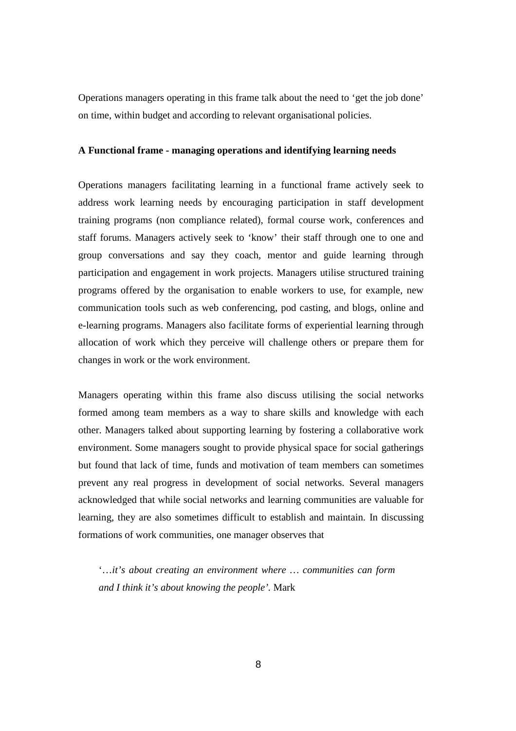Operations managers operating in this frame talk about the need to 'get the job done' on time, within budget and according to relevant organisational policies.

**A Functional frame - managing operations and identifying learning needs**

Operations managers facilitating learning in a functional frame actively seek to address work learning needs by encouraging participation in staff development training programs (non compliance related), formal course work, conferences and staff forums. Managers actively seek to 'know' their staff through one to one and group conversations and say they coach, mentor and guide learning through participation and engagement in work projects. Managers utilise structured training programs offered by the organisation to enable workers to use, for example, new communication tools such as web conferencing, pod casting, and blogs, online and e-learning programs. Managers also facilitate forms of experiential learning through allocation of work which they perceive will challenge others or prepare them for changes in work or the work environment.

Managers operating within this frame also discuss utilising the social networks formed among team members as a way to share skills and knowledge with each other. Managers talked about supporting learning by fostering a collaborative work environment. Some managers sought to provide physical space for social gatherings but found that lack of time, funds and motivation of team members can sometimes prevent any real progress in development of social networks. Several managers acknowledged that while social networks and learning communities are valuable for learning, they are also sometimes difficult to establish and maintain. In discussing formations of work communities, one manager observes that

> '*…it's about creating an environment where … communities can form and I think it's about knowing the people'.* Mark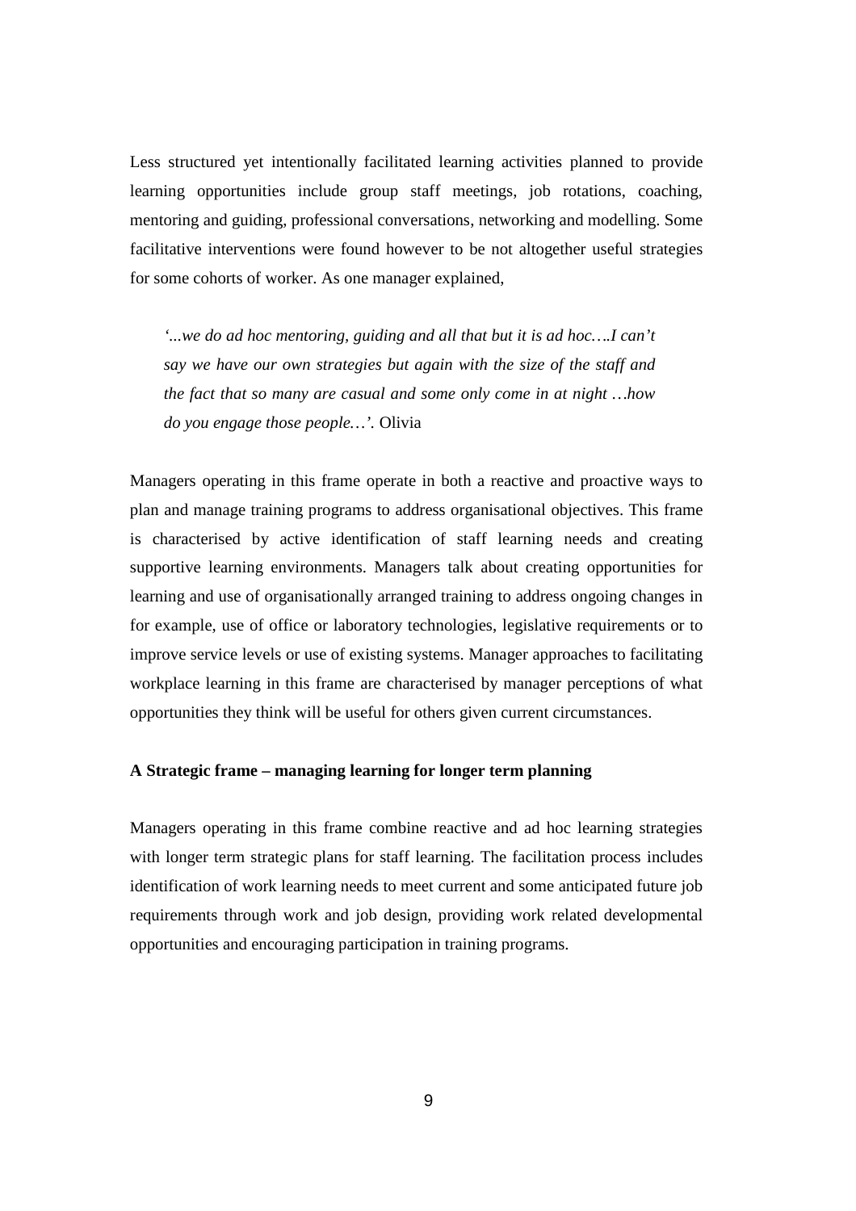Less structured yet intentionally facilitated learning activities planned to provide learning opportunities include group staff meetings, job rotations, coaching, mentoring and guiding, professional conversations, networking and modelling. Some facilitative interventions were found however to be not altogether useful strategies for some cohorts of worker. As one manager explained,

> *'...we do ad hoc mentoring, guiding and all that but it is ad hoc….I can't say we have our own strategies but again with the size of the staff and the fact that so many are casual and some only come in at night …how do you engage those people…'.* Olivia

Managers operating in this frame operate in both a reactive and proactive ways to plan and manage training programs to address organisational objectives. This frame is characterised by active identification of staff learning needs and creating supportive learning environments. Managers talk about creating opportunities for learning and use of organisationally arranged training to address ongoing changes in for example, use of office or laboratory technologies, legislative requirements or to improve service levels or use of existing systems. Manager approaches to facilitating workplace learning in this frame are characterised by manager perceptions of what opportunities they think will be useful for others given current circumstances.

**A Strategic frame – managing learning for longer term planning**

Managers operating in this frame combine reactive and ad hoc learning strategies with longer term strategic plans for staff learning. The facilitation process includes identification of work learning needs to meet current and some anticipated future job requirements through work and job design, providing work related developmental opportunities and encouraging participation in training programs.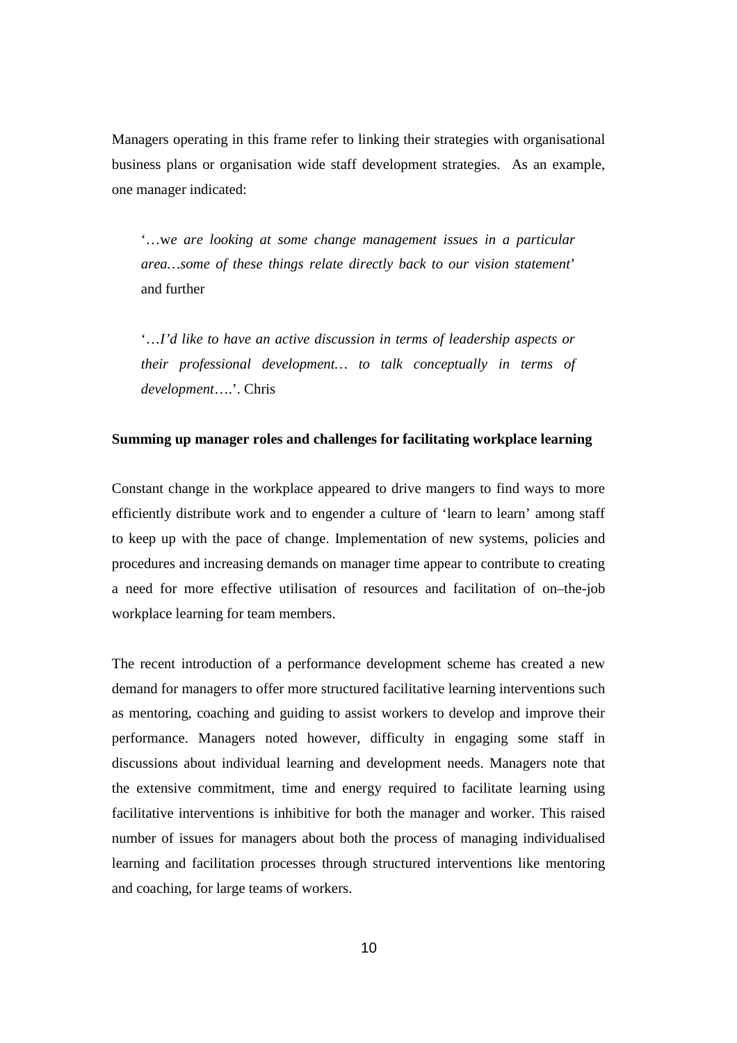Managers operating in this frame refer to linking their strategies with organisational business plans or organisation wide staff development strategies. As an example, one manager indicated:

> '…w*e are looking at some change management issues in a particular area…some of these things relate directly back to our vision statement*' and further
>
> '…*I'd like to have an active discussion in terms of leadership aspects or their professional development… to talk conceptually in terms of development*….'. Chris

**Summing up manager roles and challenges for facilitating workplace learning**

Constant change in the workplace appeared to drive mangers to find ways to more efficiently distribute work and to engender a culture of 'learn to learn' among staff to keep up with the pace of change. Implementation of new systems, policies and procedures and increasing demands on manager time appear to contribute to creating a need for more effective utilisation of resources and facilitation of on–the-job workplace learning for team members.

The recent introduction of a performance development scheme has created a new demand for managers to offer more structured facilitative learning interventions such as mentoring, coaching and guiding to assist workers to develop and improve their performance. Managers noted however, difficulty in engaging some staff in discussions about individual learning and development needs. Managers note that the extensive commitment, time and energy required to facilitate learning using facilitative interventions is inhibitive for both the manager and worker. This raised number of issues for managers about both the process of managing individualised learning and facilitation processes through structured interventions like mentoring and coaching, for large teams of workers.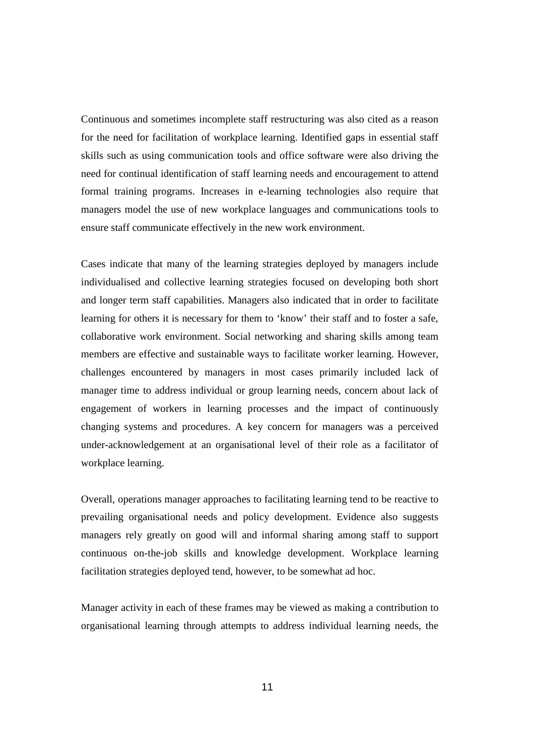Continuous and sometimes incomplete staff restructuring was also cited as a reason for the need for facilitation of workplace learning. Identified gaps in essential staff skills such as using communication tools and office software were also driving the need for continual identification of staff learning needs and encouragement to attend formal training programs. Increases in e-learning technologies also require that managers model the use of new workplace languages and communications tools to ensure staff communicate effectively in the new work environment.

Cases indicate that many of the learning strategies deployed by managers include individualised and collective learning strategies focused on developing both short and longer term staff capabilities. Managers also indicated that in order to facilitate learning for others it is necessary for them to 'know' their staff and to foster a safe, collaborative work environment. Social networking and sharing skills among team members are effective and sustainable ways to facilitate worker learning. However, challenges encountered by managers in most cases primarily included lack of manager time to address individual or group learning needs, concern about lack of engagement of workers in learning processes and the impact of continuously changing systems and procedures. A key concern for managers was a perceived under-acknowledgement at an organisational level of their role as a facilitator of workplace learning.

Overall, operations manager approaches to facilitating learning tend to be reactive to prevailing organisational needs and policy development. Evidence also suggests managers rely greatly on good will and informal sharing among staff to support continuous on-the-job skills and knowledge development. Workplace learning facilitation strategies deployed tend, however, to be somewhat ad hoc.

Manager activity in each of these frames may be viewed as making a contribution to organisational learning through attempts to address individual learning needs, the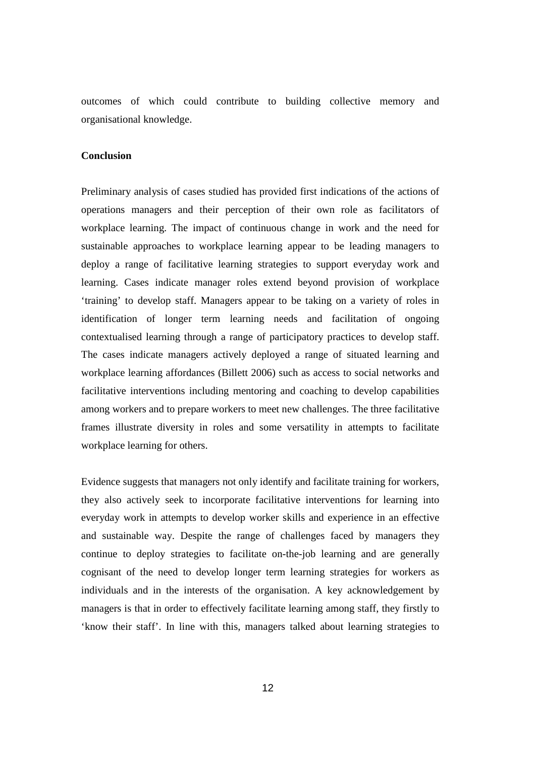outcomes of which could contribute to building collective memory and organisational knowledge.

**Conclusion**

Preliminary analysis of cases studied has provided first indications of the actions of operations managers and their perception of their own role as facilitators of workplace learning. The impact of continuous change in work and the need for sustainable approaches to workplace learning appear to be leading managers to deploy a range of facilitative learning strategies to support everyday work and learning. Cases indicate manager roles extend beyond provision of workplace 'training' to develop staff. Managers appear to be taking on a variety of roles in identification of longer term learning needs and facilitation of ongoing contextualised learning through a range of participatory practices to develop staff. The cases indicate managers actively deployed a range of situated learning and workplace learning affordances (Billett 2006) such as access to social networks and facilitative interventions including mentoring and coaching to develop capabilities among workers and to prepare workers to meet new challenges. The three facilitative frames illustrate diversity in roles and some versatility in attempts to facilitate workplace learning for others.

Evidence suggests that managers not only identify and facilitate training for workers, they also actively seek to incorporate facilitative interventions for learning into everyday work in attempts to develop worker skills and experience in an effective and sustainable way. Despite the range of challenges faced by managers they continue to deploy strategies to facilitate on-the-job learning and are generally cognisant of the need to develop longer term learning strategies for workers as individuals and in the interests of the organisation. A key acknowledgement by managers is that in order to effectively facilitate learning among staff, they firstly to 'know their staff'. In line with this, managers talked about learning strategies to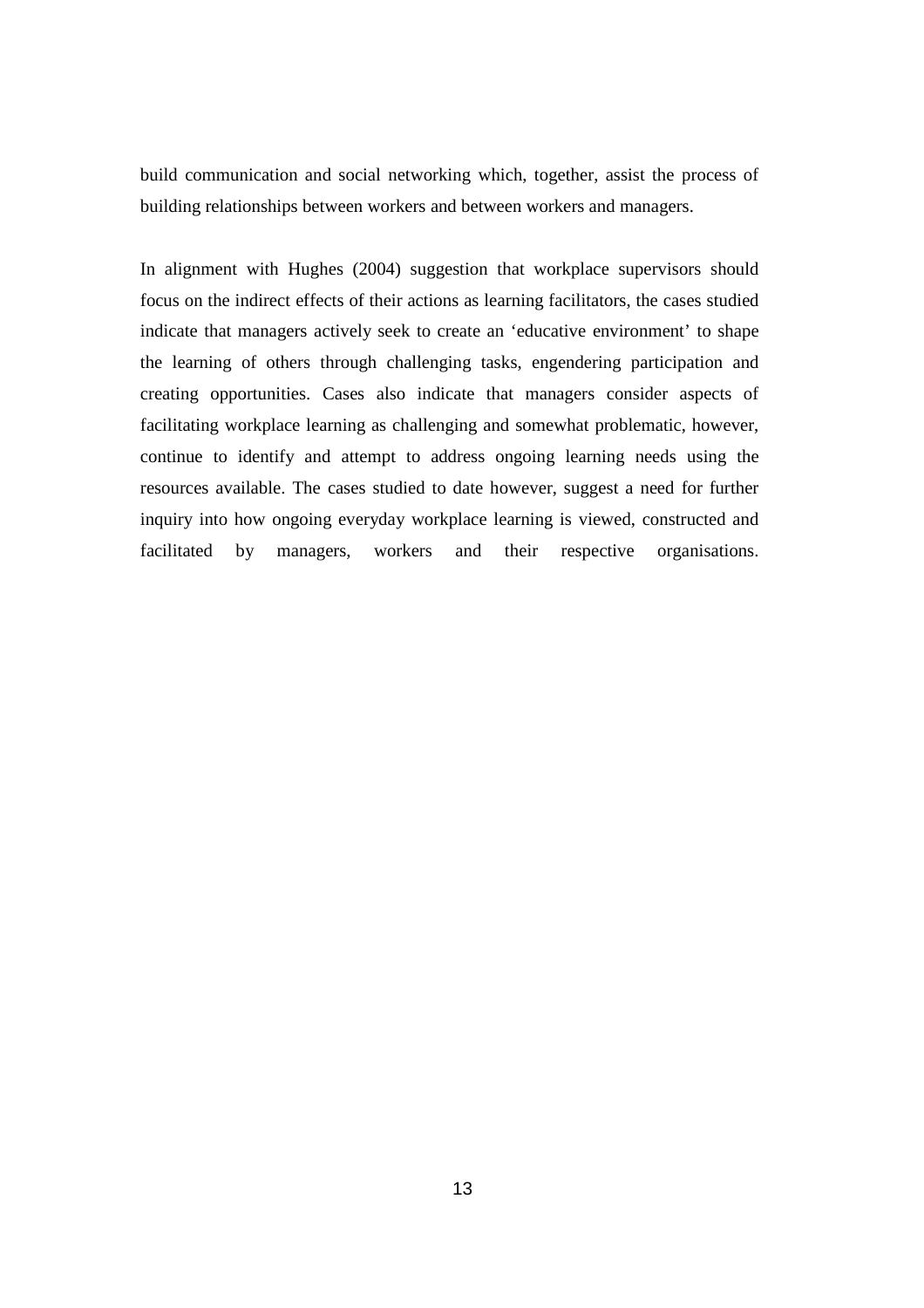build communication and social networking which, together, assist the process of building relationships between workers and between workers and managers.

In alignment with Hughes (2004) suggestion that workplace supervisors should focus on the indirect effects of their actions as learning facilitators, the cases studied indicate that managers actively seek to create an 'educative environment' to shape the learning of others through challenging tasks, engendering participation and creating opportunities. Cases also indicate that managers consider aspects of facilitating workplace learning as challenging and somewhat problematic, however, continue to identify and attempt to address ongoing learning needs using the resources available. The cases studied to date however, suggest a need for further inquiry into how ongoing everyday workplace learning is viewed, constructed and facilitated by managers, workers and their respective organisations.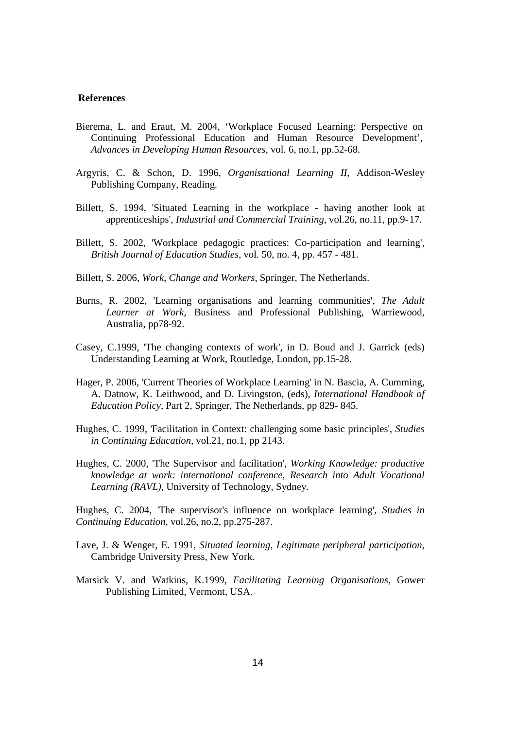## References

Bierema, L. and Eraut, M. 2004, 'Workplace Focused Learning: Perspective on Continuing Professional Education and Human Resource Development', *Advances in Developing Human Resources*, vol. 6, no.1, pp.52-68.

Argyris, C. & Schon, D. 1996, *Organisational Learning II*, Addison-Wesley Publishing Company, Reading.

Billett, S. 1994, 'Situated Learning in the workplace - having another look at apprenticeships', *Industrial and Commercial Training*, vol.26, no.11, pp.9-17.

Billett, S. 2002, 'Workplace pedagogic practices: Co-participation and learning', *British Journal of Education Studies*, vol. 50, no. 4, pp. 457 - 481.

Billett, S. 2006, *Work, Change and Workers*, Springer, The Netherlands.

Burns, R. 2002, 'Learning organisations and learning communities', *The Adult Learner at Work*, Business and Professional Publishing, Warriewood, Australia, pp78-92.

Casey, C.1999, 'The changing contexts of work', in D. Boud and J. Garrick (eds) Understanding Learning at Work, Routledge, London, pp.15-28.

Hager, P. 2006, 'Current Theories of Workplace Learning' in N. Bascia, A. Cumming, A. Datnow, K. Leithwood, and D. Livingston, (eds), *International Handbook of Education Policy*, Part 2, Springer, The Netherlands, pp 829- 845.

Hughes, C. 1999, 'Facilitation in Context: challenging some basic principles', *Studies in Continuing Education*, vol.21, no.1, pp 2143.

Hughes, C. 2000, 'The Supervisor and facilitation', *Working Knowledge: productive knowledge at work: international conference, Research into Adult Vocational Learning (RAVL)*, University of Technology, Sydney.

Hughes, C. 2004, 'The supervisor's influence on workplace learning', *Studies in Continuing Education*, vol.26, no.2, pp.275-287.

Lave, J. & Wenger, E. 1991, *Situated learning, Legitimate peripheral participation*, Cambridge University Press, New York.

Marsick V. and Watkins, K.1999, *Facilitating Learning Organisations*, Gower Publishing Limited, Vermont, USA.